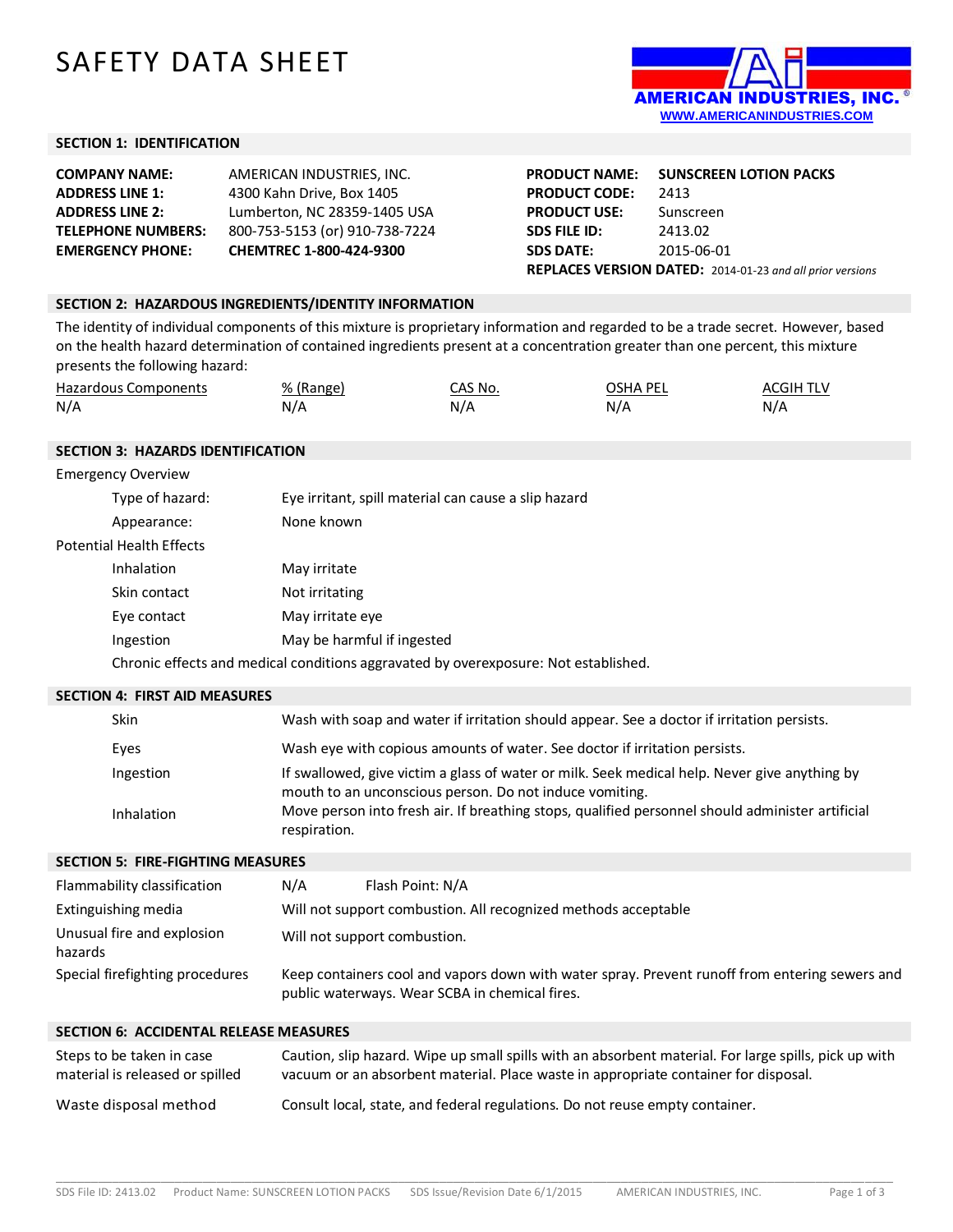# SAFETY DATA SHEET

AMERICAN INDUSTRIES, INC.
WWW.AMERICANINDUSTRIES.COM

## SECTION 1: IDENTIFICATION

| | |
|---|---|
| **COMPANY NAME:** | AMERICAN INDUSTRIES, INC. |
| **ADDRESS LINE 1:** | 4300 Kahn Drive, Box 1405 |
| **ADDRESS LINE 2:** | Lumberton, NC 28359-1405 USA |
| **TELEPHONE NUMBERS:** | 800-753-5153 (or) 910-738-7224 |
| **EMERGENCY PHONE:** | **CHEMTREC 1-800-424-9300** |

| | |
|---|---|
| **PRODUCT NAME:** | **SUNSCREEN LOTION PACKS** |
| **PRODUCT CODE:** | 2413 |
| **PRODUCT USE:** | Sunscreen |
| **SDS FILE ID:** | 2413.02 |
| **SDS DATE:** | 2015-06-01 |
| **REPLACES VERSION DATED:** | 2014-01-23 *and all prior versions* |

## SECTION 2: HAZARDOUS INGREDIENTS/IDENTITY INFORMATION

The identity of individual components of this mixture is proprietary information and regarded to be a trade secret. However, based on the health hazard determination of contained ingredients present at a concentration greater than one percent, this mixture presents the following hazard:

| Hazardous Components | % (Range) | CAS No. | OSHA PEL | ACGIH TLV |
|---|---|---|---|---|
| N/A | N/A | N/A | N/A | N/A |

## SECTION 3: HAZARDS IDENTIFICATION

Emergency Overview

| | |
|---|---|
| Type of hazard: | Eye irritant, spill material can cause a slip hazard |
| Appearance: | None known |

Potential Health Effects

| | |
|---|---|
| Inhalation | May irritate |
| Skin contact | Not irritating |
| Eye contact | May irritate eye |
| Ingestion | May be harmful if ingested |

Chronic effects and medical conditions aggravated by overexposure: Not established.

## SECTION 4: FIRST AID MEASURES

| | |
|---|---|
| Skin | Wash with soap and water if irritation should appear. See a doctor if irritation persists. |
| Eyes | Wash eye with copious amounts of water. See doctor if irritation persists. |
| Ingestion | If swallowed, give victim a glass of water or milk. Seek medical help. Never give anything by mouth to an unconscious person. Do not induce vomiting. |
| Inhalation | Move person into fresh air. If breathing stops, qualified personnel should administer artificial respiration. |

## SECTION 5: FIRE-FIGHTING MEASURES

| | |
|---|---|
| Flammability classification | N/A     Flash Point: N/A |
| Extinguishing media | Will not support combustion. All recognized methods acceptable |
| Unusual fire and explosion hazards | Will not support combustion. |
| Special firefighting procedures | Keep containers cool and vapors down with water spray. Prevent runoff from entering sewers and public waterways. Wear SCBA in chemical fires. |

## SECTION 6: ACCIDENTAL RELEASE MEASURES

| | |
|---|---|
| Steps to be taken in case material is released or spilled | Caution, slip hazard. Wipe up small spills with an absorbent material. For large spills, pick up with vacuum or an absorbent material. Place waste in appropriate container for disposal. |
| Waste disposal method | Consult local, state, and federal regulations. Do not reuse empty container. |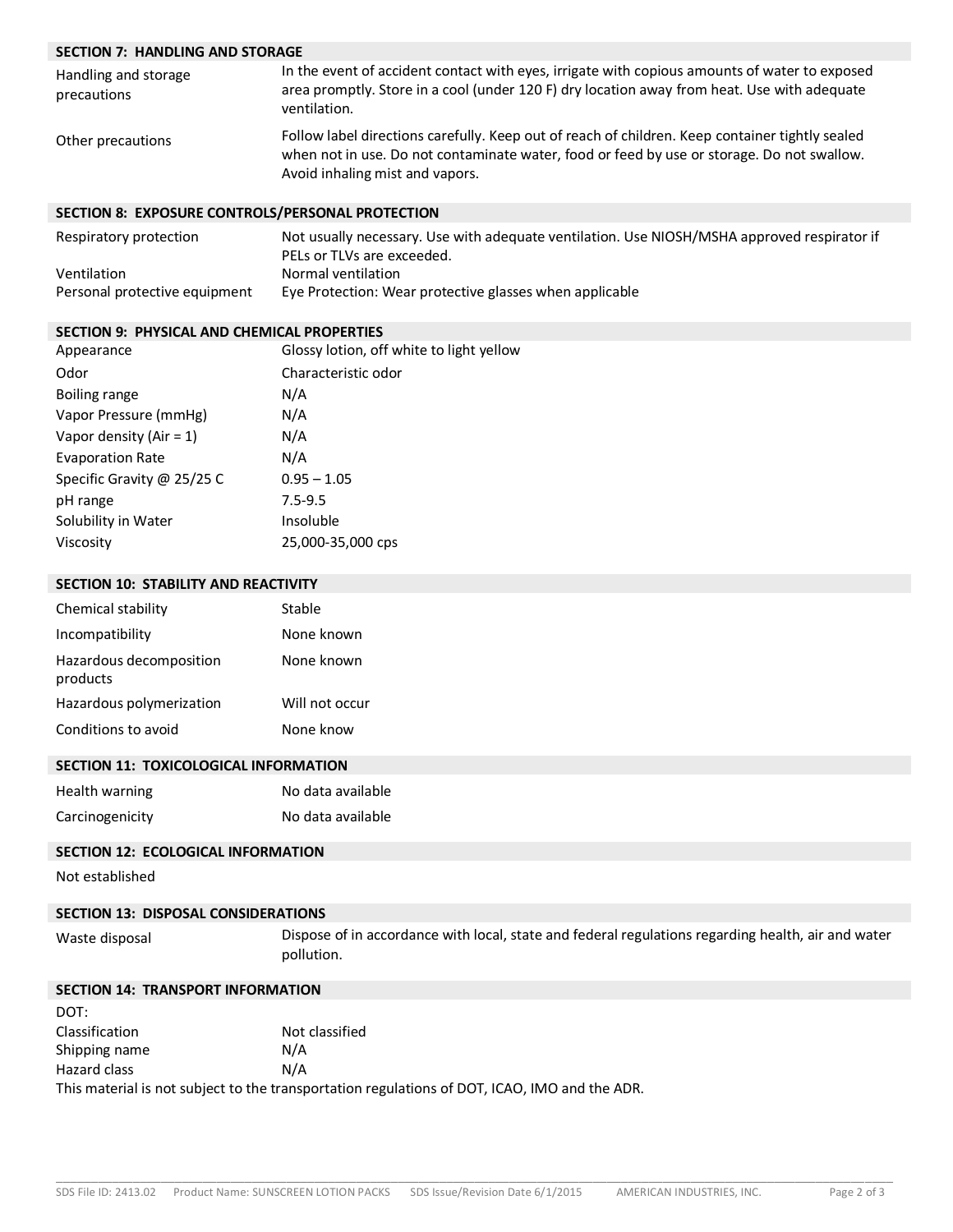## SECTION 7: HANDLING AND STORAGE

| | |
|---|---|
| Handling and storage precautions | In the event of accident contact with eyes, irrigate with copious amounts of water to exposed area promptly. Store in a cool (under 120 F) dry location away from heat. Use with adequate ventilation. |
| Other precautions | Follow label directions carefully. Keep out of reach of children. Keep container tightly sealed when not in use. Do not contaminate water, food or feed by use or storage. Do not swallow. Avoid inhaling mist and vapors. |

## SECTION 8: EXPOSURE CONTROLS/PERSONAL PROTECTION

| | |
|---|---|
| Respiratory protection | Not usually necessary. Use with adequate ventilation. Use NIOSH/MSHA approved respirator if PELs or TLVs are exceeded. |
| Ventilation | Normal ventilation |
| Personal protective equipment | Eye Protection: Wear protective glasses when applicable |

## SECTION 9: PHYSICAL AND CHEMICAL PROPERTIES

| | |
|---|---|
| Appearance | Glossy lotion, off white to light yellow |
| Odor | Characteristic odor |
| Boiling range | N/A |
| Vapor Pressure (mmHg) | N/A |
| Vapor density (Air = 1) | N/A |
| Evaporation Rate | N/A |
| Specific Gravity @ 25/25 C | 0.95 – 1.05 |
| pH range | 7.5-9.5 |
| Solubility in Water | Insoluble |
| Viscosity | 25,000-35,000 cps |

## SECTION 10: STABILITY AND REACTIVITY

| | |
|---|---|
| Chemical stability | Stable |
| Incompatibility | None known |
| Hazardous decomposition products | None known |
| Hazardous polymerization | Will not occur |
| Conditions to avoid | None know |

## SECTION 11: TOXICOLOGICAL INFORMATION

| | |
|---|---|
| Health warning | No data available |
| Carcinogenicity | No data available |

## SECTION 12: ECOLOGICAL INFORMATION

Not established

## SECTION 13: DISPOSAL CONSIDERATIONS

| | |
|---|---|
| Waste disposal | Dispose of in accordance with local, state and federal regulations regarding health, air and water pollution. |

## SECTION 14: TRANSPORT INFORMATION

DOT:

| | |
|---|---|
| Classification | Not classified |
| Shipping name | N/A |
| Hazard class | N/A |

This material is not subject to the transportation regulations of DOT, ICAO, IMO and the ADR.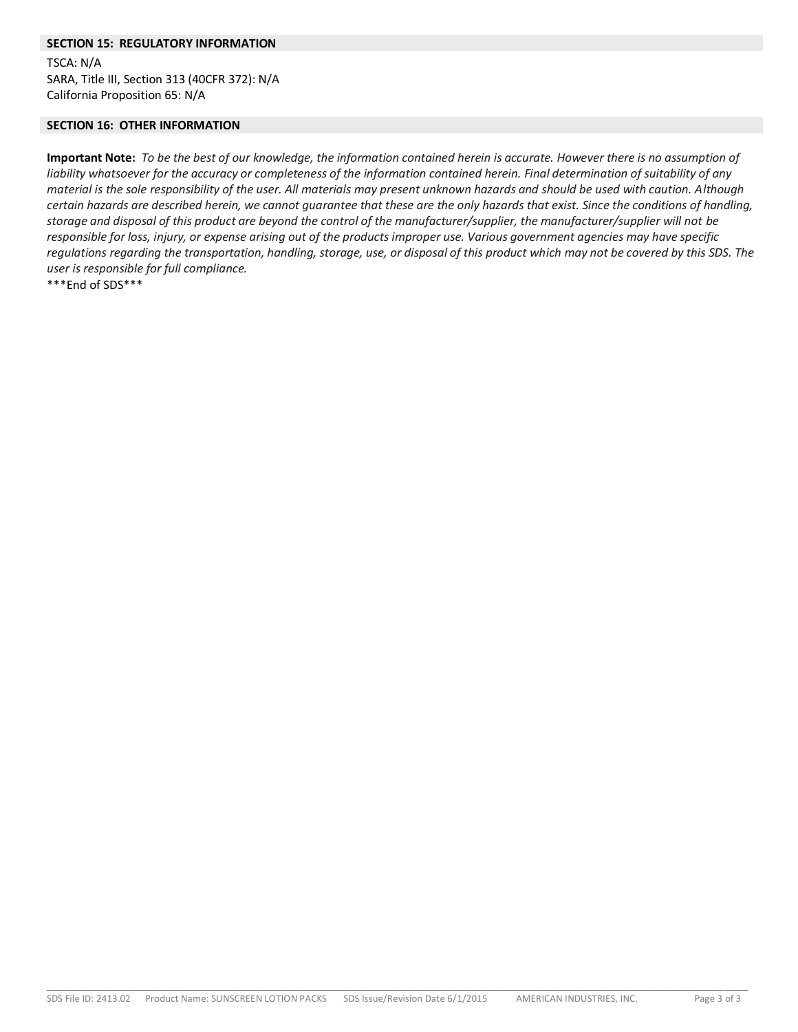## SECTION 15: REGULATORY INFORMATION

TSCA: N/A
SARA, Title III, Section 313 (40CFR 372): N/A
California Proposition 65: N/A

## SECTION 16: OTHER INFORMATION

**Important Note:** *To be the best of our knowledge, the information contained herein is accurate. However there is no assumption of liability whatsoever for the accuracy or completeness of the information contained herein. Final determination of suitability of any material is the sole responsibility of the user. All materials may present unknown hazards and should be used with caution. Although certain hazards are described herein, we cannot guarantee that these are the only hazards that exist. Since the conditions of handling, storage and disposal of this product are beyond the control of the manufacturer/supplier, the manufacturer/supplier will not be responsible for loss, injury, or expense arising out of the products improper use. Various government agencies may have specific regulations regarding the transportation, handling, storage, use, or disposal of this product which may not be covered by this SDS. The user is responsible for full compliance.*

***End of SDS***